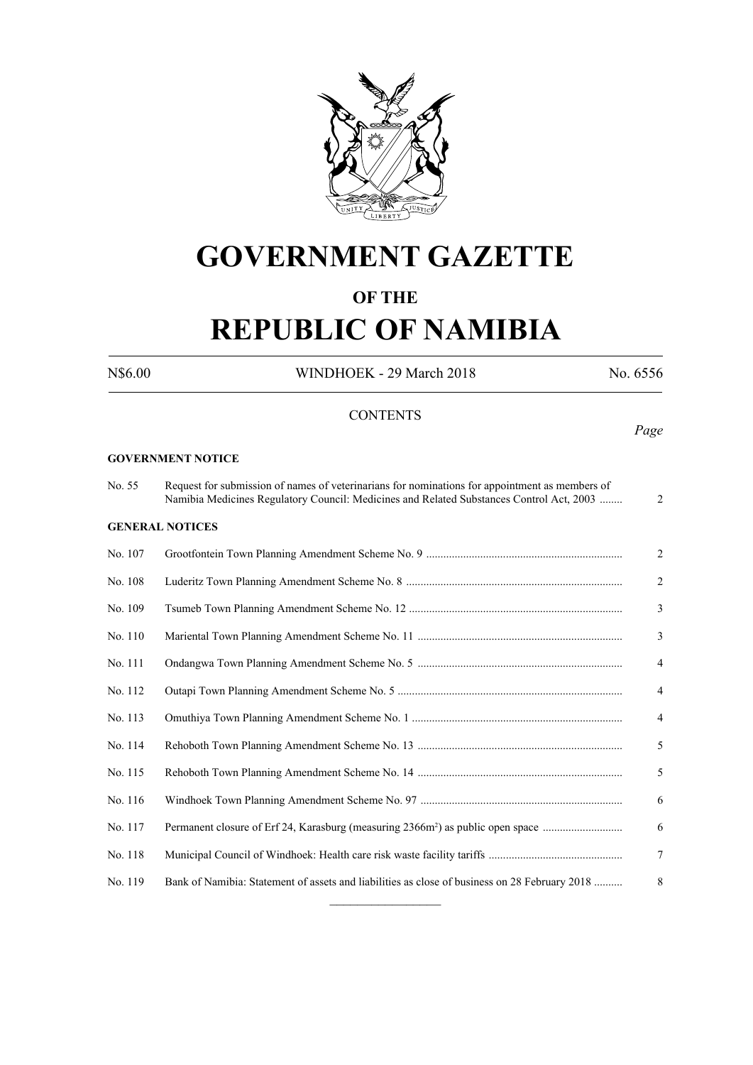# GOVERNMENT GAZETTE

## OF THE

# REPUBLIC OF NAMIBIA

N$6.00 WINDHOEK - 29 March 2018 No. 6556

## CONTENTS

*Page*

**GOVERNMENT NOTICE**

| | | |
|---|---|---|
| No. 55 | Request for submission of names of veterinarians for nominations for appointment as members of Namibia Medicines Regulatory Council: Medicines and Related Substances Control Act, 2003 ........ | 2 |

**GENERAL NOTICES**

| | | |
|---|---|---|
| No. 107 | Grootfontein Town Planning Amendment Scheme No. 9 ..................................................................... | 2 |
| No. 108 | Luderitz Town Planning Amendment Scheme No. 8 ........................................................................... | 2 |
| No. 109 | Tsumeb Town Planning Amendment Scheme No. 12 .......................................................................... | 3 |
| No. 110 | Mariental Town Planning Amendment Scheme No. 11 ....................................................................... | 3 |
| No. 111 | Ondangwa Town Planning Amendment Scheme No. 5 ....................................................................... | 4 |
| No. 112 | Outapi Town Planning Amendment Scheme No. 5 .............................................................................. | 4 |
| No. 113 | Omuthiya Town Planning Amendment Scheme No. 1 ......................................................................... | 4 |
| No. 114 | Rehoboth Town Planning Amendment Scheme No. 13 ........................................................................ | 5 |
| No. 115 | Rehoboth Town Planning Amendment Scheme No. 14 ........................................................................ | 5 |
| No. 116 | Windhoek Town Planning Amendment Scheme No. 97 ....................................................................... | 6 |
| No. 117 | Permanent closure of Erf 24, Karasburg (measuring 2366m$^2$) as public open space ............................ | 6 |
| No. 118 | Municipal Council of Windhoek: Health care risk waste facility tariffs ............................................... | 7 |
| No. 119 | Bank of Namibia: Statement of assets and liabilities as close of business on 28 February 2018 .......... | 8 |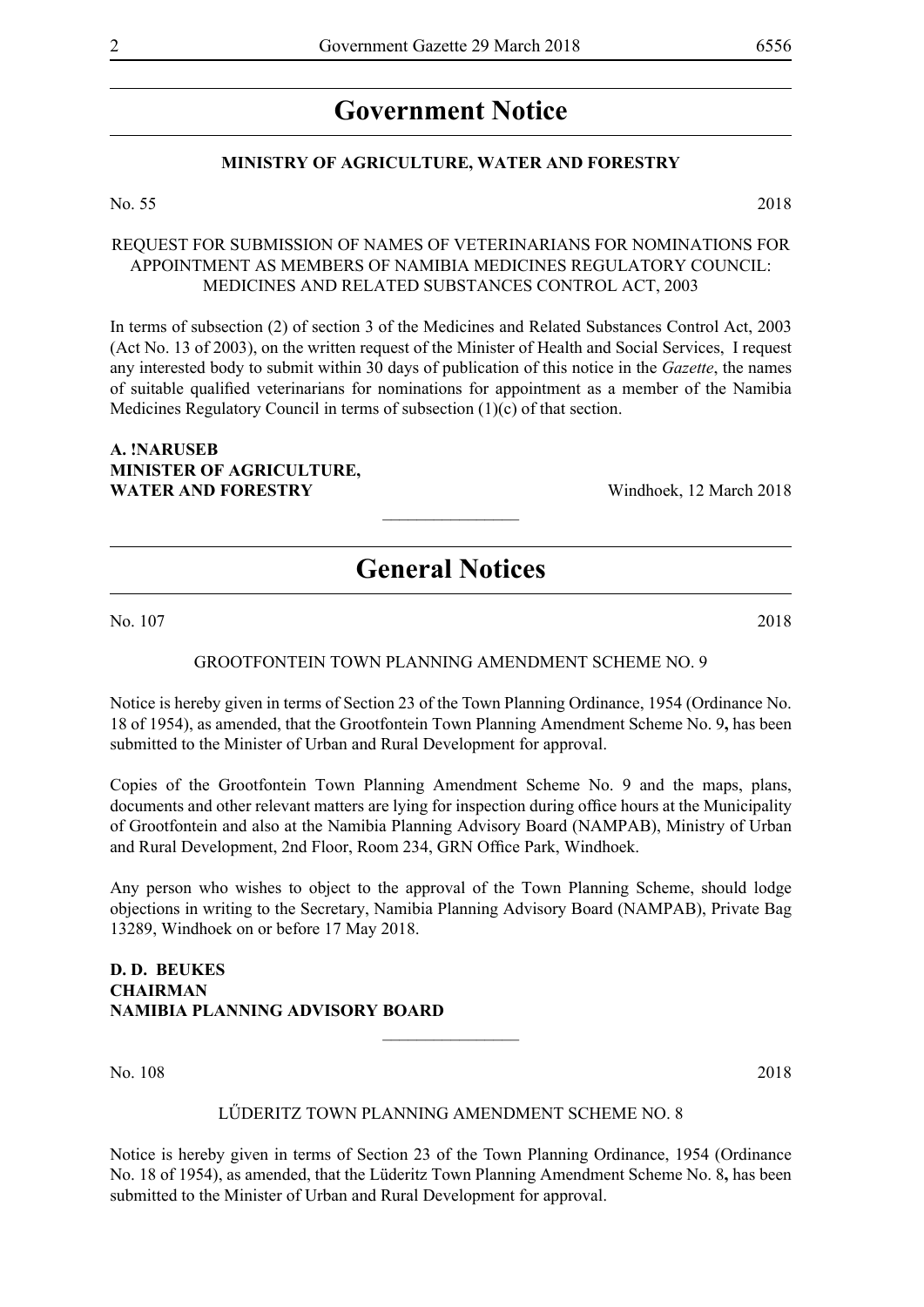# Government Notice

## MINISTRY OF AGRICULTURE, WATER AND FORESTRY

No. 55 2018

REQUEST FOR SUBMISSION OF NAMES OF VETERINARIANS FOR NOMINATIONS FOR APPOINTMENT AS MEMBERS OF NAMIBIA MEDICINES REGULATORY COUNCIL: MEDICINES AND RELATED SUBSTANCES CONTROL ACT, 2003

In terms of subsection (2) of section 3 of the Medicines and Related Substances Control Act, 2003 (Act No. 13 of 2003), on the written request of the Minister of Health and Social Services, I request any interested body to submit within 30 days of publication of this notice in the *Gazette*, the names of suitable qualified veterinarians for nominations for appointment as a member of the Namibia Medicines Regulatory Council in terms of subsection (1)(c) of that section.

**A. !NARUSEB**
**MINISTER OF AGRICULTURE,**
**WATER AND FORESTRY** Windhoek, 12 March 2018

________________

# General Notices

No. 107 2018

GROOTFONTEIN TOWN PLANNING AMENDMENT SCHEME NO. 9

Notice is hereby given in terms of Section 23 of the Town Planning Ordinance, 1954 (Ordinance No. 18 of 1954), as amended, that the Grootfontein Town Planning Amendment Scheme No. 9**,** has been submitted to the Minister of Urban and Rural Development for approval.

Copies of the Grootfontein Town Planning Amendment Scheme No. 9 and the maps, plans, documents and other relevant matters are lying for inspection during office hours at the Municipality of Grootfontein and also at the Namibia Planning Advisory Board (NAMPAB), Ministry of Urban and Rural Development, 2nd Floor, Room 234, GRN Office Park, Windhoek.

Any person who wishes to object to the approval of the Town Planning Scheme, should lodge objections in writing to the Secretary, Namibia Planning Advisory Board (NAMPAB), Private Bag 13289, Windhoek on or before 17 May 2018.

**D. D. BEUKES**
**CHAIRMAN**
**NAMIBIA PLANNING ADVISORY BOARD**

________________

No. 108 2018

LŰDERITZ TOWN PLANNING AMENDMENT SCHEME NO. 8

Notice is hereby given in terms of Section 23 of the Town Planning Ordinance, 1954 (Ordinance No. 18 of 1954), as amended, that the Lüderitz Town Planning Amendment Scheme No. 8**,** has been submitted to the Minister of Urban and Rural Development for approval.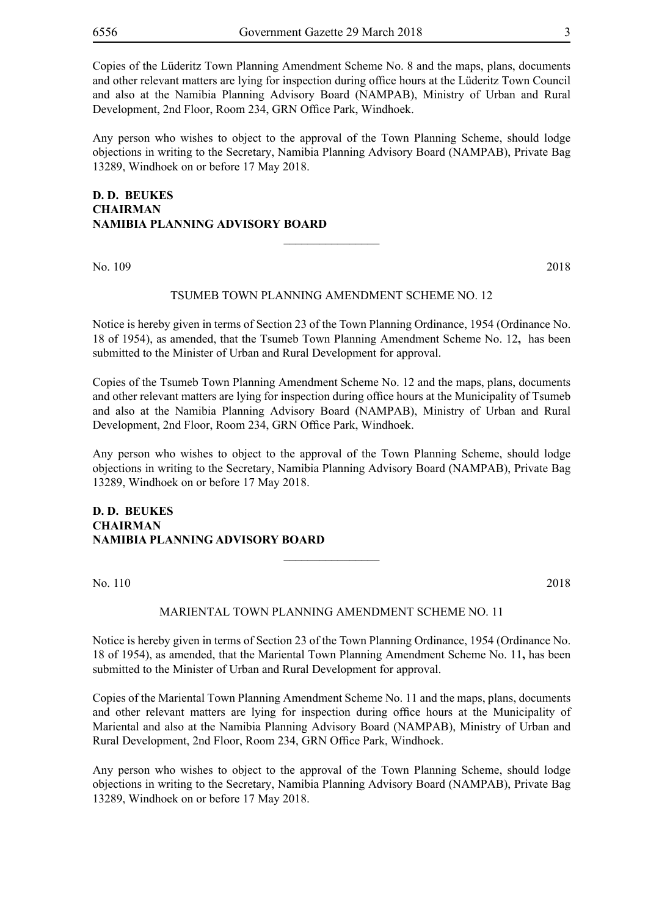Copies of the Lüderitz Town Planning Amendment Scheme No. 8 and the maps, plans, documents and other relevant matters are lying for inspection during office hours at the Lüderitz Town Council and also at the Namibia Planning Advisory Board (NAMPAB), Ministry of Urban and Rural Development, 2nd Floor, Room 234, GRN Office Park, Windhoek.

Any person who wishes to object to the approval of the Town Planning Scheme, should lodge objections in writing to the Secretary, Namibia Planning Advisory Board (NAMPAB), Private Bag 13289, Windhoek on or before 17 May 2018.

**D. D. BEUKES**
**CHAIRMAN**
**NAMIBIA PLANNING ADVISORY BOARD**

---

No. 109 2018

TSUMEB TOWN PLANNING AMENDMENT SCHEME NO. 12

Notice is hereby given in terms of Section 23 of the Town Planning Ordinance, 1954 (Ordinance No. 18 of 1954), as amended, that the Tsumeb Town Planning Amendment Scheme No. 12**,** has been submitted to the Minister of Urban and Rural Development for approval.

Copies of the Tsumeb Town Planning Amendment Scheme No. 12 and the maps, plans, documents and other relevant matters are lying for inspection during office hours at the Municipality of Tsumeb and also at the Namibia Planning Advisory Board (NAMPAB), Ministry of Urban and Rural Development, 2nd Floor, Room 234, GRN Office Park, Windhoek.

Any person who wishes to object to the approval of the Town Planning Scheme, should lodge objections in writing to the Secretary, Namibia Planning Advisory Board (NAMPAB), Private Bag 13289, Windhoek on or before 17 May 2018.

**D. D. BEUKES**
**CHAIRMAN**
**NAMIBIA PLANNING ADVISORY BOARD**

---

No. 110 2018

MARIENTAL TOWN PLANNING AMENDMENT SCHEME NO. 11

Notice is hereby given in terms of Section 23 of the Town Planning Ordinance, 1954 (Ordinance No. 18 of 1954), as amended, that the Mariental Town Planning Amendment Scheme No. 11**,** has been submitted to the Minister of Urban and Rural Development for approval.

Copies of the Mariental Town Planning Amendment Scheme No. 11 and the maps, plans, documents and other relevant matters are lying for inspection during office hours at the Municipality of Mariental and also at the Namibia Planning Advisory Board (NAMPAB), Ministry of Urban and Rural Development, 2nd Floor, Room 234, GRN Office Park, Windhoek.

Any person who wishes to object to the approval of the Town Planning Scheme, should lodge objections in writing to the Secretary, Namibia Planning Advisory Board (NAMPAB), Private Bag 13289, Windhoek on or before 17 May 2018.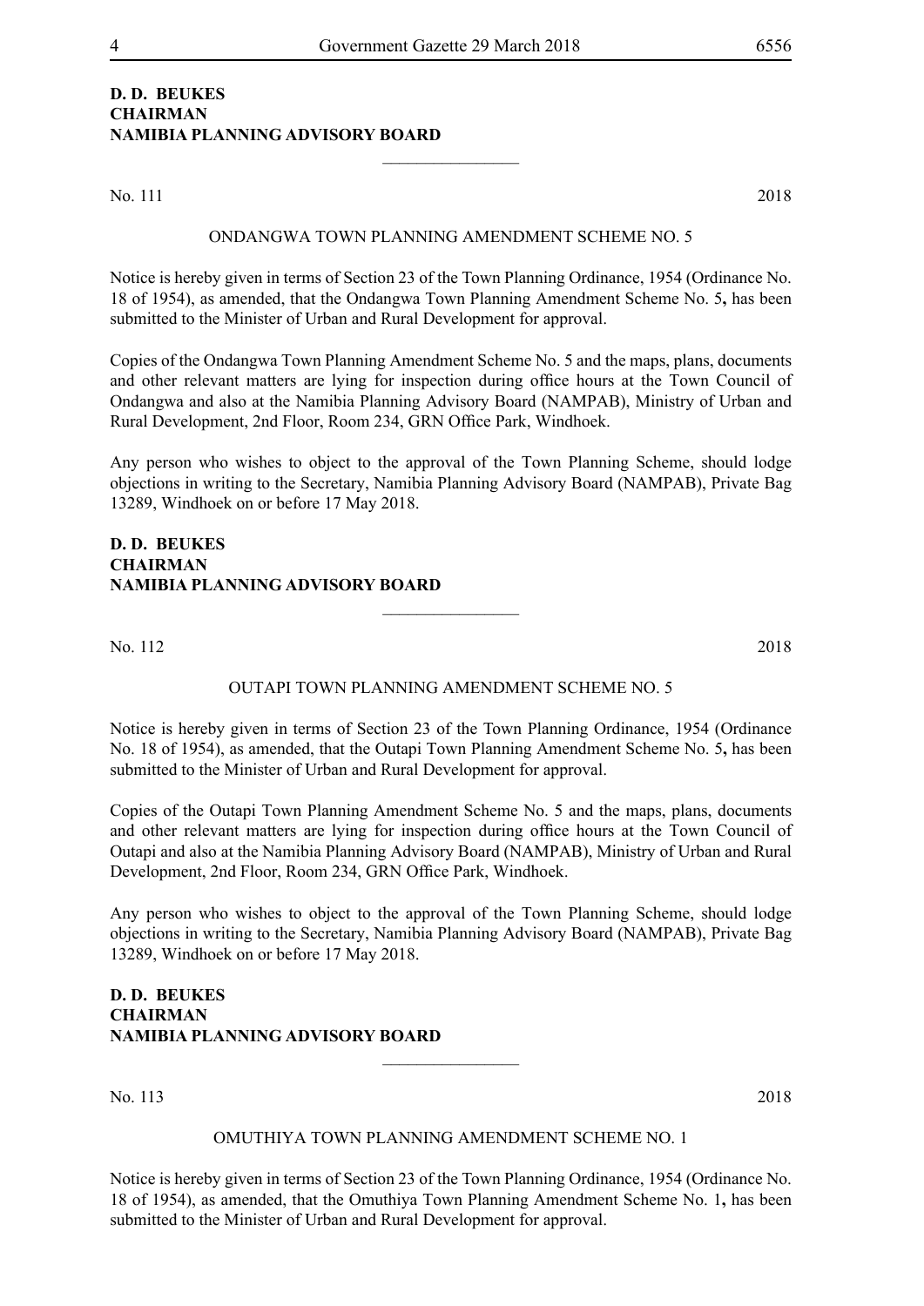**D. D. BEUKES**
**CHAIRMAN**
**NAMIBIA PLANNING ADVISORY BOARD**

---

No. 111 2018

ONDANGWA TOWN PLANNING AMENDMENT SCHEME NO. 5

Notice is hereby given in terms of Section 23 of the Town Planning Ordinance, 1954 (Ordinance No. 18 of 1954), as amended, that the Ondangwa Town Planning Amendment Scheme No. 5**,** has been submitted to the Minister of Urban and Rural Development for approval.

Copies of the Ondangwa Town Planning Amendment Scheme No. 5 and the maps, plans, documents and other relevant matters are lying for inspection during office hours at the Town Council of Ondangwa and also at the Namibia Planning Advisory Board (NAMPAB), Ministry of Urban and Rural Development, 2nd Floor, Room 234, GRN Office Park, Windhoek.

Any person who wishes to object to the approval of the Town Planning Scheme, should lodge objections in writing to the Secretary, Namibia Planning Advisory Board (NAMPAB), Private Bag 13289, Windhoek on or before 17 May 2018.

**D. D. BEUKES**
**CHAIRMAN**
**NAMIBIA PLANNING ADVISORY BOARD**

---

No. 112 2018

OUTAPI TOWN PLANNING AMENDMENT SCHEME NO. 5

Notice is hereby given in terms of Section 23 of the Town Planning Ordinance, 1954 (Ordinance No. 18 of 1954), as amended, that the Outapi Town Planning Amendment Scheme No. 5**,** has been submitted to the Minister of Urban and Rural Development for approval.

Copies of the Outapi Town Planning Amendment Scheme No. 5 and the maps, plans, documents and other relevant matters are lying for inspection during office hours at the Town Council of Outapi and also at the Namibia Planning Advisory Board (NAMPAB), Ministry of Urban and Rural Development, 2nd Floor, Room 234, GRN Office Park, Windhoek.

Any person who wishes to object to the approval of the Town Planning Scheme, should lodge objections in writing to the Secretary, Namibia Planning Advisory Board (NAMPAB), Private Bag 13289, Windhoek on or before 17 May 2018.

**D. D. BEUKES**
**CHAIRMAN**
**NAMIBIA PLANNING ADVISORY BOARD**

---

No. 113 2018

OMUTHIYA TOWN PLANNING AMENDMENT SCHEME NO. 1

Notice is hereby given in terms of Section 23 of the Town Planning Ordinance, 1954 (Ordinance No. 18 of 1954), as amended, that the Omuthiya Town Planning Amendment Scheme No. 1**,** has been submitted to the Minister of Urban and Rural Development for approval.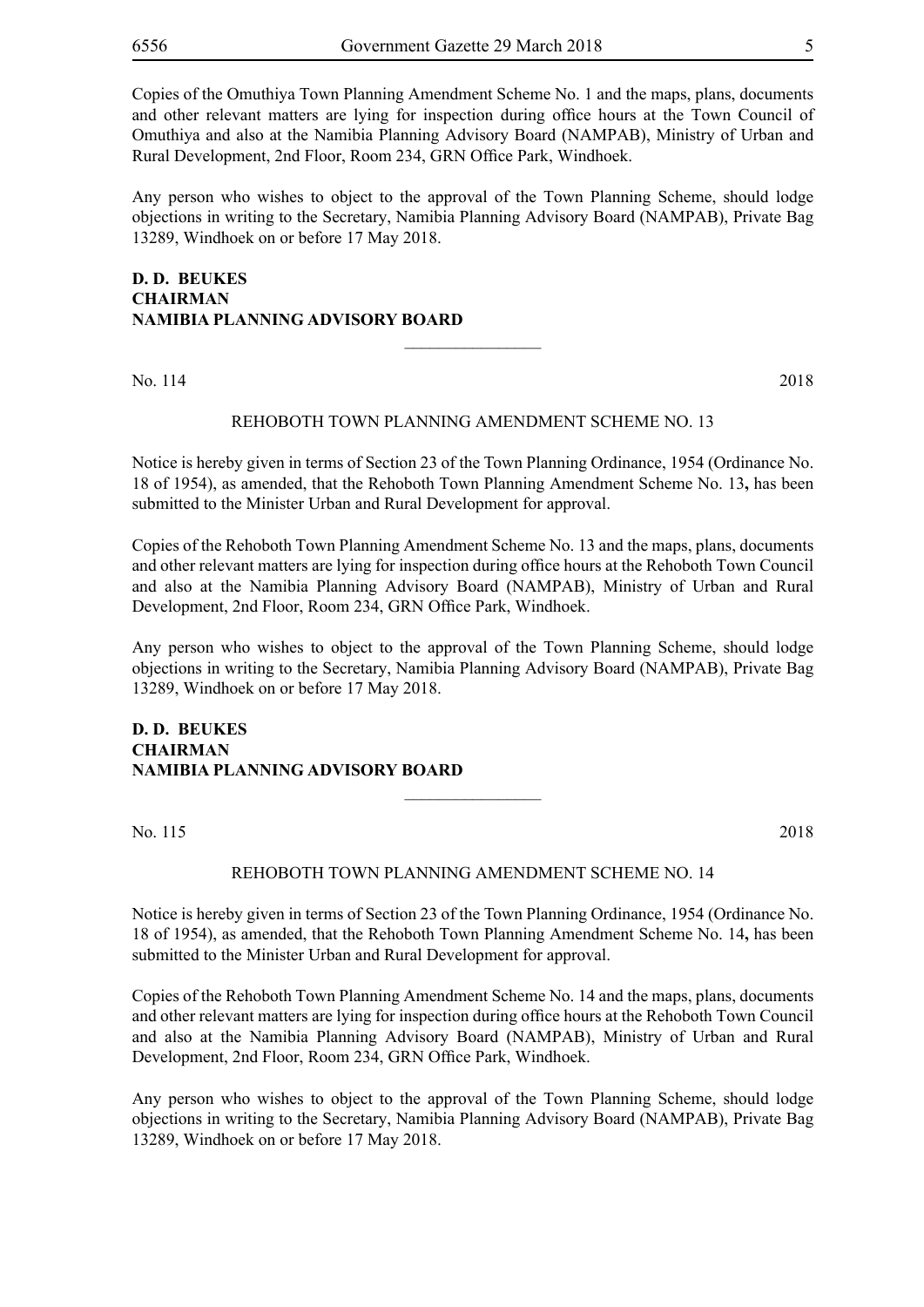Copies of the Omuthiya Town Planning Amendment Scheme No. 1 and the maps, plans, documents and other relevant matters are lying for inspection during office hours at the Town Council of Omuthiya and also at the Namibia Planning Advisory Board (NAMPAB), Ministry of Urban and Rural Development, 2nd Floor, Room 234, GRN Office Park, Windhoek.

Any person who wishes to object to the approval of the Town Planning Scheme, should lodge objections in writing to the Secretary, Namibia Planning Advisory Board (NAMPAB), Private Bag 13289, Windhoek on or before 17 May 2018.

**D. D. BEUKES**
**CHAIRMAN**
**NAMIBIA PLANNING ADVISORY BOARD**

---

No. 114 2018

REHOBOTH TOWN PLANNING AMENDMENT SCHEME NO. 13

Notice is hereby given in terms of Section 23 of the Town Planning Ordinance, 1954 (Ordinance No. 18 of 1954), as amended, that the Rehoboth Town Planning Amendment Scheme No. 13**,** has been submitted to the Minister Urban and Rural Development for approval.

Copies of the Rehoboth Town Planning Amendment Scheme No. 13 and the maps, plans, documents and other relevant matters are lying for inspection during office hours at the Rehoboth Town Council and also at the Namibia Planning Advisory Board (NAMPAB), Ministry of Urban and Rural Development, 2nd Floor, Room 234, GRN Office Park, Windhoek.

Any person who wishes to object to the approval of the Town Planning Scheme, should lodge objections in writing to the Secretary, Namibia Planning Advisory Board (NAMPAB), Private Bag 13289, Windhoek on or before 17 May 2018.

**D. D. BEUKES**
**CHAIRMAN**
**NAMIBIA PLANNING ADVISORY BOARD**

---

No. 115 2018

REHOBOTH TOWN PLANNING AMENDMENT SCHEME NO. 14

Notice is hereby given in terms of Section 23 of the Town Planning Ordinance, 1954 (Ordinance No. 18 of 1954), as amended, that the Rehoboth Town Planning Amendment Scheme No. 14**,** has been submitted to the Minister Urban and Rural Development for approval.

Copies of the Rehoboth Town Planning Amendment Scheme No. 14 and the maps, plans, documents and other relevant matters are lying for inspection during office hours at the Rehoboth Town Council and also at the Namibia Planning Advisory Board (NAMPAB), Ministry of Urban and Rural Development, 2nd Floor, Room 234, GRN Office Park, Windhoek.

Any person who wishes to object to the approval of the Town Planning Scheme, should lodge objections in writing to the Secretary, Namibia Planning Advisory Board (NAMPAB), Private Bag 13289, Windhoek on or before 17 May 2018.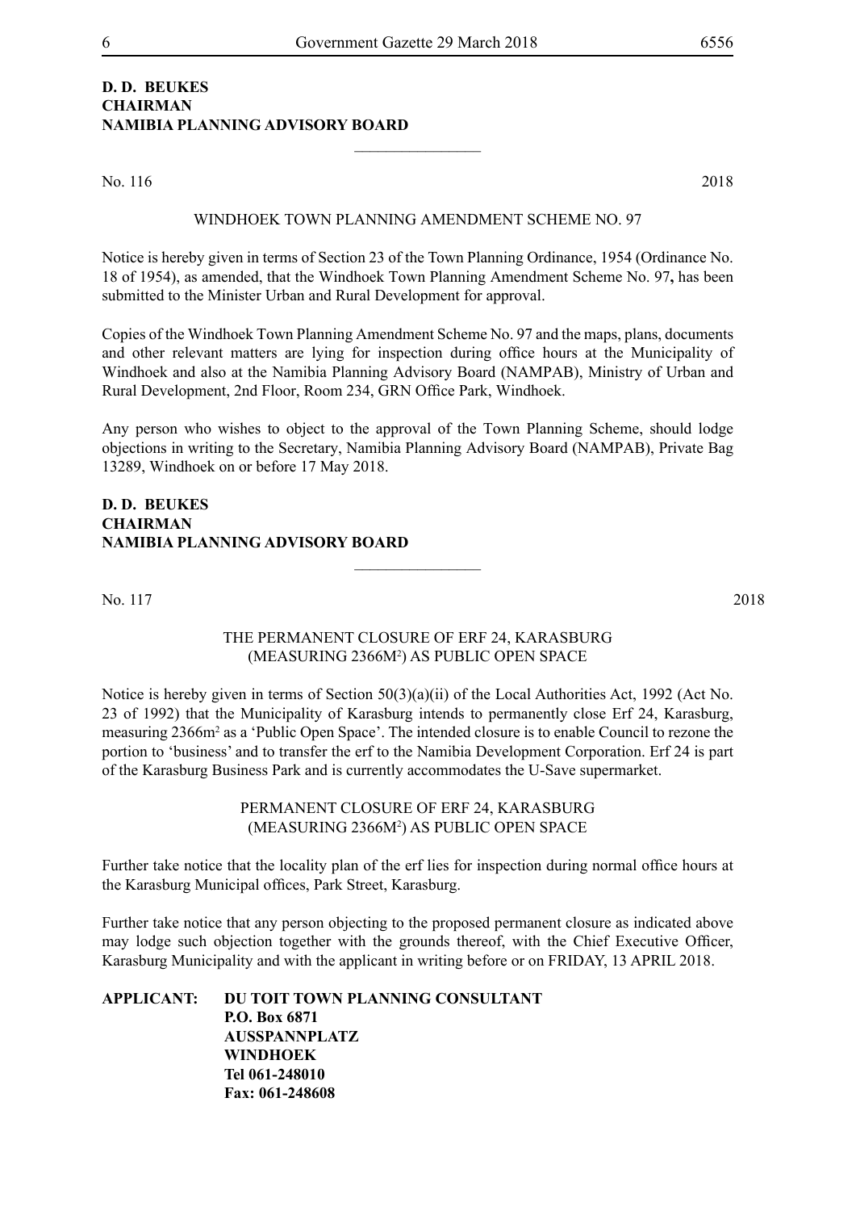**D. D. BEUKES**
**CHAIRMAN**
**NAMIBIA PLANNING ADVISORY BOARD**

---

No. 116 2018

WINDHOEK TOWN PLANNING AMENDMENT SCHEME NO. 97

Notice is hereby given in terms of Section 23 of the Town Planning Ordinance, 1954 (Ordinance No. 18 of 1954), as amended, that the Windhoek Town Planning Amendment Scheme No. 97**,** has been submitted to the Minister Urban and Rural Development for approval.

Copies of the Windhoek Town Planning Amendment Scheme No. 97 and the maps, plans, documents and other relevant matters are lying for inspection during office hours at the Municipality of Windhoek and also at the Namibia Planning Advisory Board (NAMPAB), Ministry of Urban and Rural Development, 2nd Floor, Room 234, GRN Office Park, Windhoek.

Any person who wishes to object to the approval of the Town Planning Scheme, should lodge objections in writing to the Secretary, Namibia Planning Advisory Board (NAMPAB), Private Bag 13289, Windhoek on or before 17 May 2018.

**D. D. BEUKES**
**CHAIRMAN**
**NAMIBIA PLANNING ADVISORY BOARD**

---

No. 117 2018

THE PERMANENT CLOSURE OF ERF 24, KARASBURG (MEASURING 2366M$^2$) AS PUBLIC OPEN SPACE

Notice is hereby given in terms of Section 50(3)(a)(ii) of the Local Authorities Act, 1992 (Act No. 23 of 1992) that the Municipality of Karasburg intends to permanently close Erf 24, Karasburg, measuring 2366m$^2$ as a 'Public Open Space'. The intended closure is to enable Council to rezone the portion to 'business' and to transfer the erf to the Namibia Development Corporation. Erf 24 is part of the Karasburg Business Park and is currently accommodates the U-Save supermarket.

PERMANENT CLOSURE OF ERF 24, KARASBURG (MEASURING 2366M$^2$) AS PUBLIC OPEN SPACE

Further take notice that the locality plan of the erf lies for inspection during normal office hours at the Karasburg Municipal offices, Park Street, Karasburg.

Further take notice that any person objecting to the proposed permanent closure as indicated above may lodge such objection together with the grounds thereof, with the Chief Executive Officer, Karasburg Municipality and with the applicant in writing before or on FRIDAY, 13 APRIL 2018.

**APPLICANT: DU TOIT TOWN PLANNING CONSULTANT**
**P.O. Box 6871**
**AUSSPANNPLATZ**
**WINDHOEK**
**Tel 061-248010**
**Fax: 061-248608**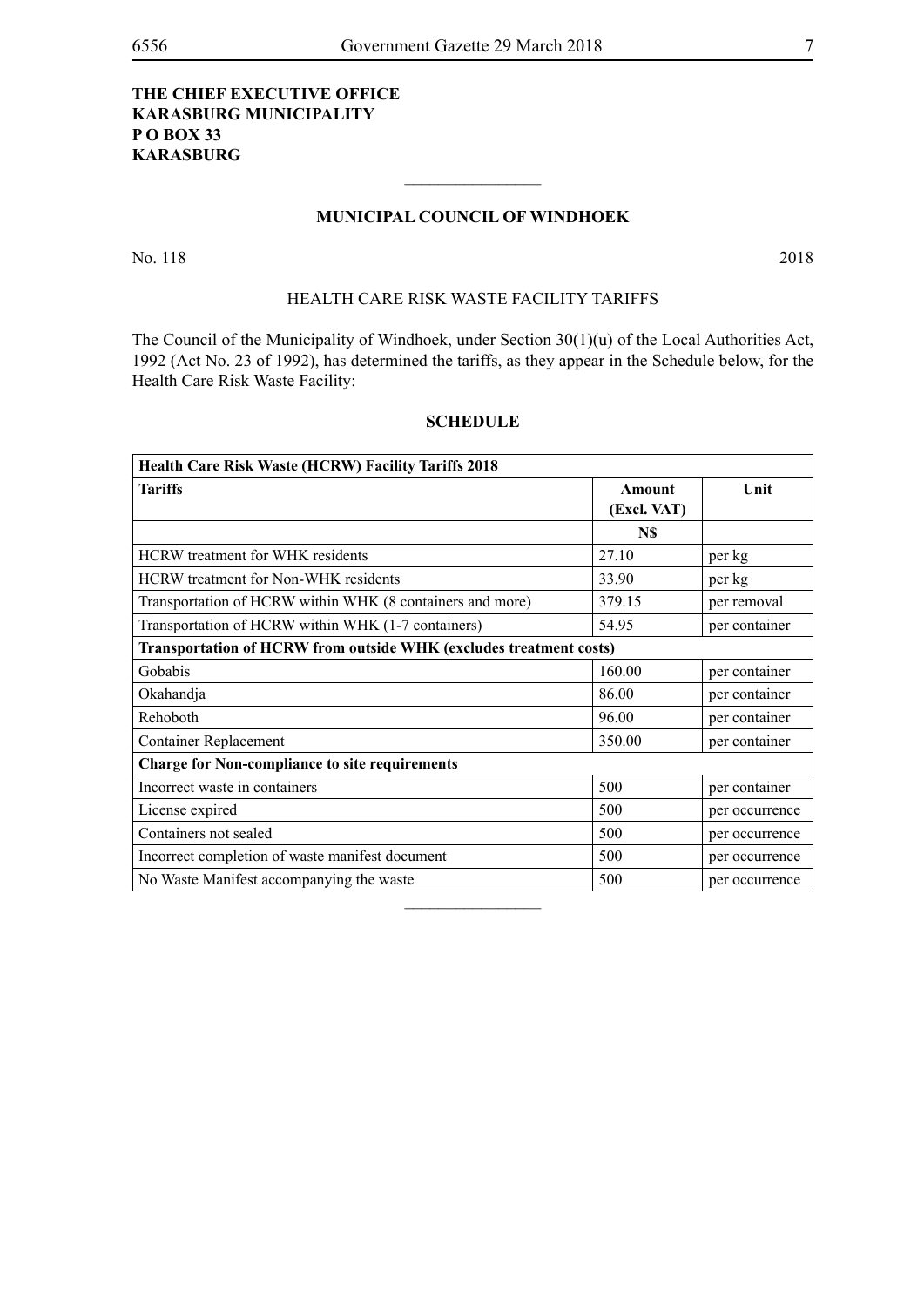**THE CHIEF EXECUTIVE OFFICE**
**KARASBURG MUNICIPALITY**
**P O BOX 33**
**KARASBURG**

---

## MUNICIPAL COUNCIL OF WINDHOEK

No. 118 2018

### HEALTH CARE RISK WASTE FACILITY TARIFFS

The Council of the Municipality of Windhoek, under Section 30(1)(u) of the Local Authorities Act, 1992 (Act No. 23 of 1992), has determined the tariffs, as they appear in the Schedule below, for the Health Care Risk Waste Facility:

### SCHEDULE

| **Health Care Risk Waste (HCRW) Facility Tariffs 2018** | | |
|---|---|---|
| **Tariffs** | **Amount (Excl. VAT)** | **Unit** |
| | **N$** | |
| HCRW treatment for WHK residents | 27.10 | per kg |
| HCRW treatment for Non-WHK residents | 33.90 | per kg |
| Transportation of HCRW within WHK (8 containers and more) | 379.15 | per removal |
| Transportation of HCRW within WHK (1-7 containers) | 54.95 | per container |
| **Transportation of HCRW from outside WHK (excludes treatment costs)** | | |
| Gobabis | 160.00 | per container |
| Okahandja | 86.00 | per container |
| Rehoboth | 96.00 | per container |
| Container Replacement | 350.00 | per container |
| **Charge for Non-compliance to site requirements** | | |
| Incorrect waste in containers | 500 | per container |
| License expired | 500 | per occurrence |
| Containers not sealed | 500 | per occurrence |
| Incorrect completion of waste manifest document | 500 | per occurrence |
| No Waste Manifest accompanying the waste | 500 | per occurrence |

---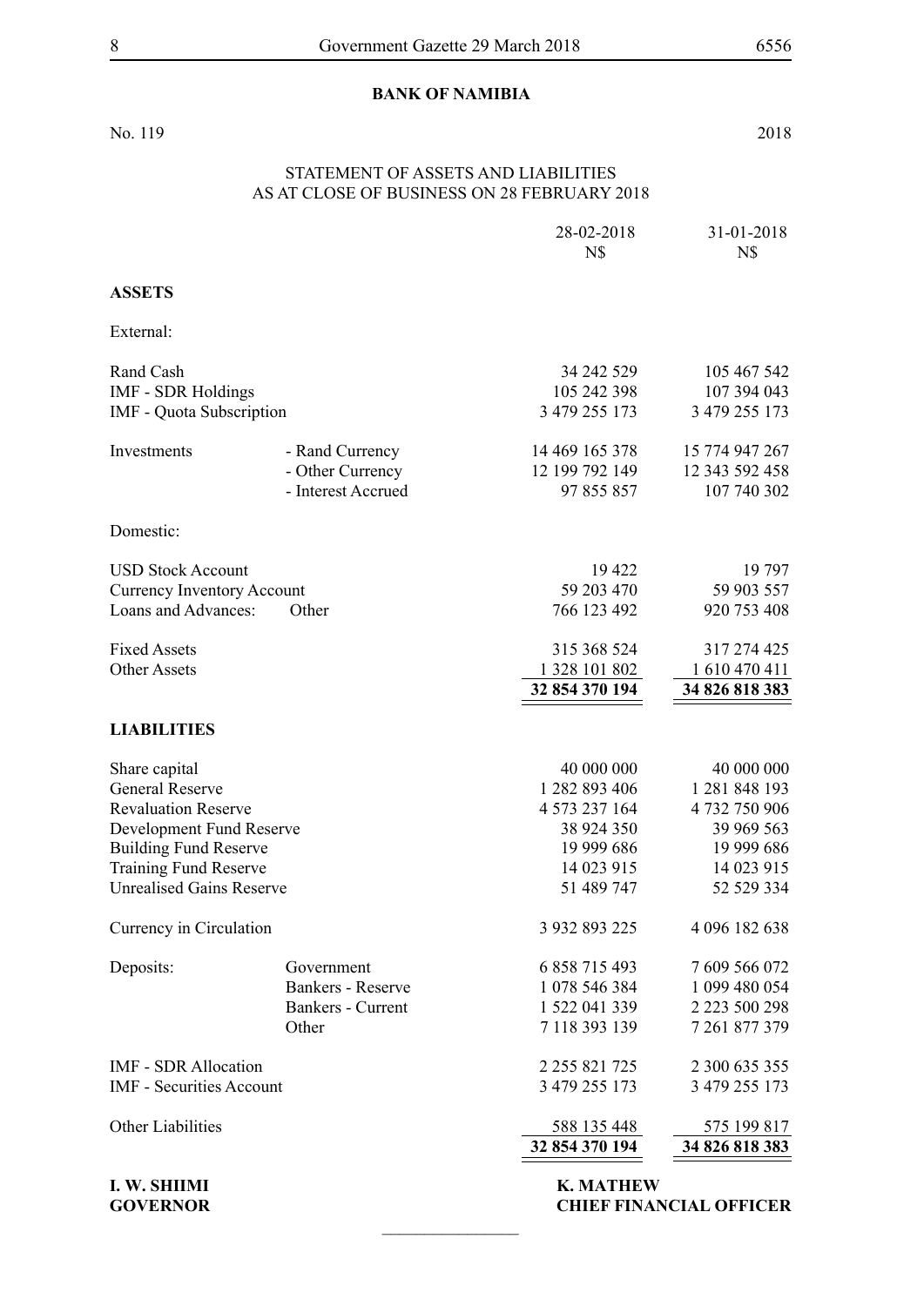**BANK OF NAMIBIA**

No. 119 2018

STATEMENT OF ASSETS AND LIABILITIES
AS AT CLOSE OF BUSINESS ON 28 FEBRUARY 2018

| | | 28-02-2018 N$ | 31-01-2018 N$ |
|---|---|---|---|
| **ASSETS** | | | |
| External: | | | |
| Rand Cash | | 34 242 529 | 105 467 542 |
| IMF - SDR Holdings | | 105 242 398 | 107 394 043 |
| IMF - Quota Subscription | | 3 479 255 173 | 3 479 255 173 |
| Investments | - Rand Currency | 14 469 165 378 | 15 774 947 267 |
| | - Other Currency | 12 199 792 149 | 12 343 592 458 |
| | - Interest Accrued | 97 855 857 | 107 740 302 |
| Domestic: | | | |
| USD Stock Account | | 19 422 | 19 797 |
| Currency Inventory Account | | 59 203 470 | 59 903 557 |
| Loans and Advances: | Other | 766 123 492 | 920 753 408 |
| Fixed Assets | | 315 368 524 | 317 274 425 |
| Other Assets | | 1 328 101 802 | 1 610 470 411 |
| | | **32 854 370 194** | **34 826 818 383** |
| **LIABILITIES** | | | |
| Share capital | | 40 000 000 | 40 000 000 |
| General Reserve | | 1 282 893 406 | 1 281 848 193 |
| Revaluation Reserve | | 4 573 237 164 | 4 732 750 906 |
| Development Fund Reserve | | 38 924 350 | 39 969 563 |
| Building Fund Reserve | | 19 999 686 | 19 999 686 |
| Training Fund Reserve | | 14 023 915 | 14 023 915 |
| Unrealised Gains Reserve | | 51 489 747 | 52 529 334 |
| Currency in Circulation | | 3 932 893 225 | 4 096 182 638 |
| Deposits: | Government | 6 858 715 493 | 7 609 566 072 |
| | Bankers - Reserve | 1 078 546 384 | 1 099 480 054 |
| | Bankers - Current | 1 522 041 339 | 2 223 500 298 |
| | Other | 7 118 393 139 | 7 261 877 379 |
| IMF - SDR Allocation | | 2 255 821 725 | 2 300 635 355 |
| IMF - Securities Account | | 3 479 255 173 | 3 479 255 173 |
| Other Liabilities | | 588 135 448 | 575 199 817 |
| | | **32 854 370 194** | **34 826 818 383** |

**I. W. SHIIMI**
**GOVERNOR**

**K. MATHEW**
**CHIEF FINANCIAL OFFICER**